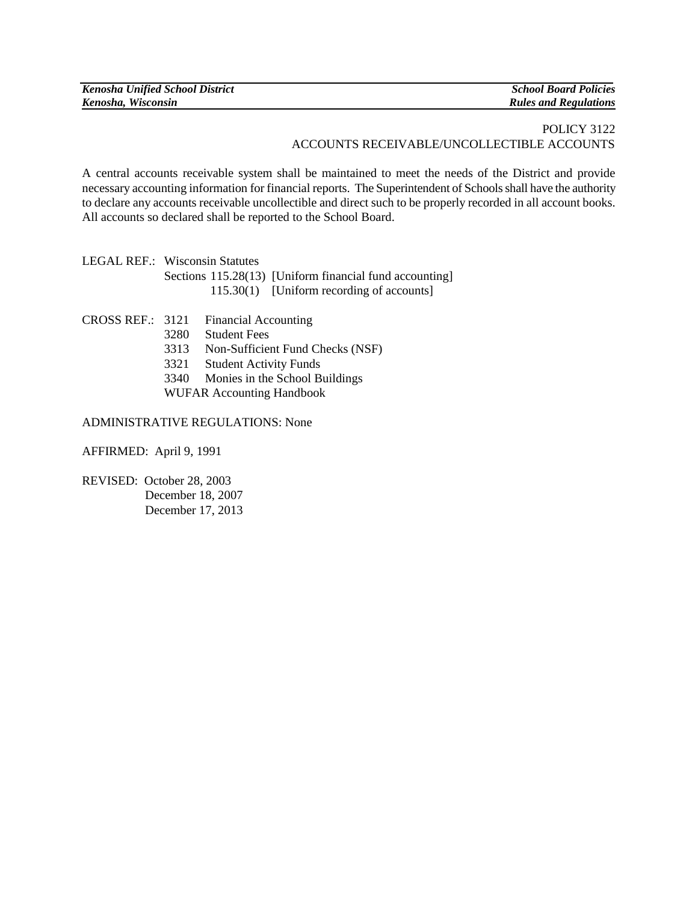POLICY 3122
ACCOUNTS RECEIVABLE/UNCOLLECTIBLE ACCOUNTS

A central accounts receivable system shall be maintained to meet the needs of the District and provide necessary accounting information for financial reports. The Superintendent of Schools shall have the authority to declare any accounts receivable uncollectible and direct such to be properly recorded in all account books. All accounts so declared shall be reported to the School Board.

LEGAL REF.: Wisconsin Statutes
Sections 115.28(13) [Uniform financial fund accounting]
115.30(1) [Uniform recording of accounts]

CROSS REF.:
3121 Financial Accounting
3280 Student Fees
3313 Non-Sufficient Fund Checks (NSF)
3321 Student Activity Funds
3340 Monies in the School Buildings
WUFAR Accounting Handbook

ADMINISTRATIVE REGULATIONS: None

AFFIRMED: April 9, 1991

REVISED: October 28, 2003
December 18, 2007
December 17, 2013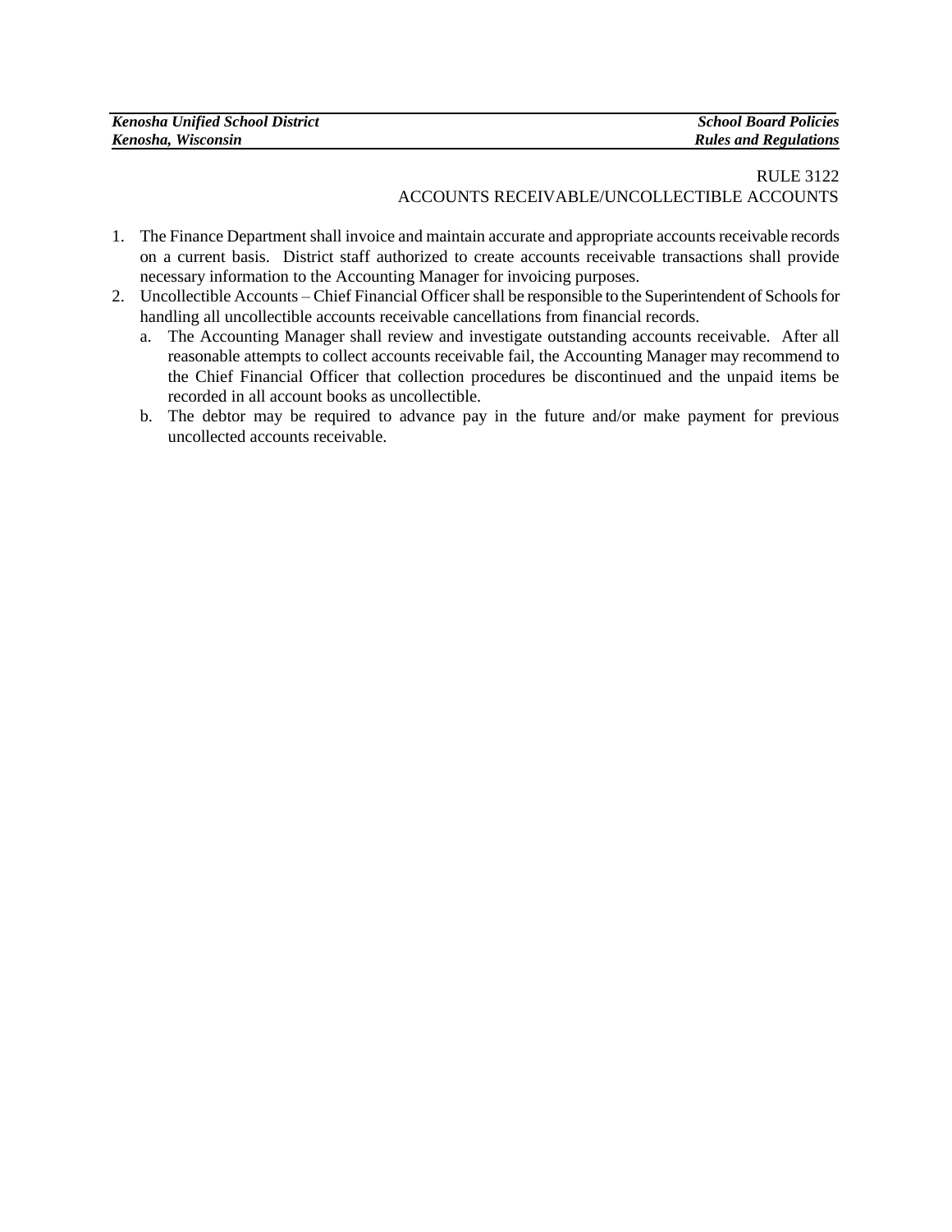RULE 3122
ACCOUNTS RECEIVABLE/UNCOLLECTIBLE ACCOUNTS

1. The Finance Department shall invoice and maintain accurate and appropriate accounts receivable records on a current basis. District staff authorized to create accounts receivable transactions shall provide necessary information to the Accounting Manager for invoicing purposes.
2. Uncollectible Accounts – Chief Financial Officer shall be responsible to the Superintendent of Schools for handling all uncollectible accounts receivable cancellations from financial records.
   a. The Accounting Manager shall review and investigate outstanding accounts receivable. After all reasonable attempts to collect accounts receivable fail, the Accounting Manager may recommend to the Chief Financial Officer that collection procedures be discontinued and the unpaid items be recorded in all account books as uncollectible.
   b. The debtor may be required to advance pay in the future and/or make payment for previous uncollected accounts receivable.